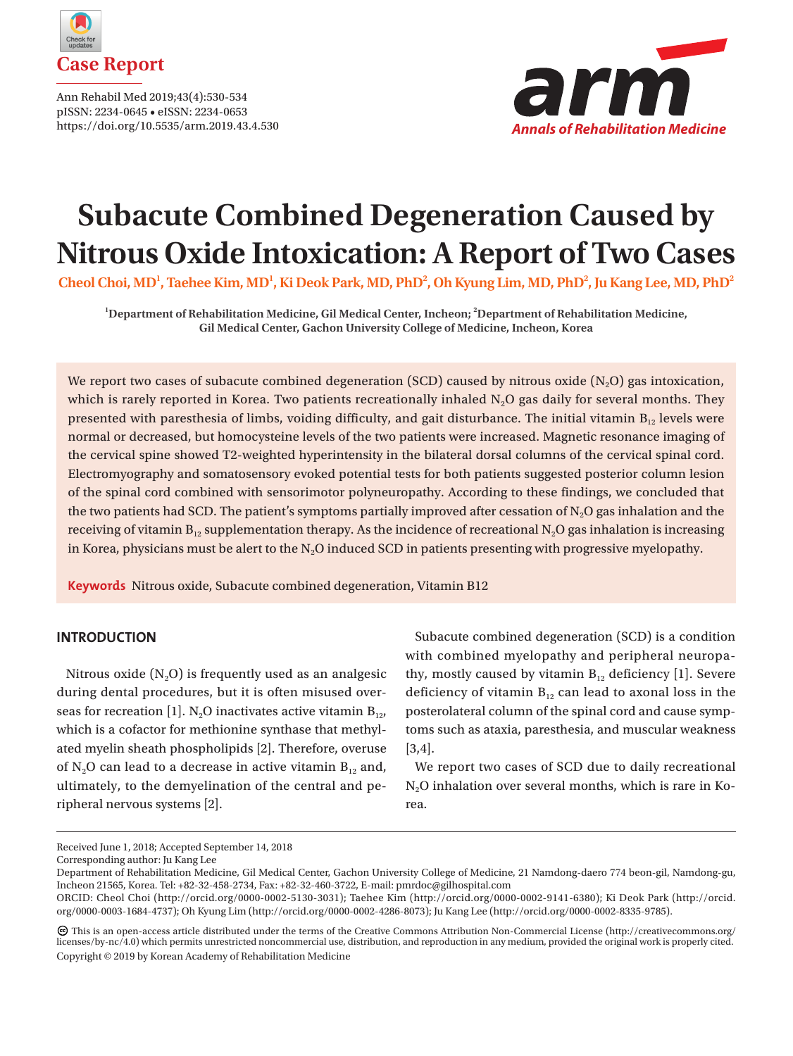Case Report

Ann Rehabil Med 2019;43(4):530-534
pISSN: 2234-0645 • eISSN: 2234-0653
https://doi.org/10.5535/arm.2019.43.4.530

# Subacute Combined Degeneration Caused by Nitrous Oxide Intoxication: A Report of Two Cases

**Cheol Choi, MD[1], Taehee Kim, MD[1], Ki Deok Park, MD, PhD[2], Oh Kyung Lim, MD, PhD[2], Ju Kang Lee, MD, PhD[2]**

[1]Department of Rehabilitation Medicine, Gil Medical Center, Incheon; [2]Department of Rehabilitation Medicine, Gil Medical Center, Gachon University College of Medicine, Incheon, Korea

We report two cases of subacute combined degeneration (SCD) caused by nitrous oxide ($N_2O$) gas intoxication, which is rarely reported in Korea. Two patients recreationally inhaled $N_2O$ gas daily for several months. They presented with paresthesia of limbs, voiding difficulty, and gait disturbance. The initial vitamin $B_{12}$ levels were normal or decreased, but homocysteine levels of the two patients were increased. Magnetic resonance imaging of the cervical spine showed T2-weighted hyperintensity in the bilateral dorsal columns of the cervical spinal cord. Electromyography and somatosensory evoked potential tests for both patients suggested posterior column lesion of the spinal cord combined with sensorimotor polyneuropathy. According to these findings, we concluded that the two patients had SCD. The patient's symptoms partially improved after cessation of $N_2O$ gas inhalation and the receiving of vitamin $B_{12}$ supplementation therapy. As the incidence of recreational $N_2O$ gas inhalation is increasing in Korea, physicians must be alert to the $N_2O$ induced SCD in patients presenting with progressive myelopathy.

**Keywords** Nitrous oxide, Subacute combined degeneration, Vitamin B12

## INTRODUCTION

Nitrous oxide ($N_2O$) is frequently used as an analgesic during dental procedures, but it is often misused overseas for recreation [1]. $N_2O$ inactivates active vitamin $B_{12}$, which is a cofactor for methionine synthase that methylated myelin sheath phospholipids [2]. Therefore, overuse of $N_2O$ can lead to a decrease in active vitamin $B_{12}$ and, ultimately, to the demyelination of the central and peripheral nervous systems [2].

Subacute combined degeneration (SCD) is a condition with combined myelopathy and peripheral neuropathy, mostly caused by vitamin $B_{12}$ deficiency [1]. Severe deficiency of vitamin $B_{12}$ can lead to axonal loss in the posterolateral column of the spinal cord and cause symptoms such as ataxia, paresthesia, and muscular weakness [3,4].

We report two cases of SCD due to daily recreational $N_2O$ inhalation over several months, which is rare in Korea.

Received June 1, 2018; Accepted September 14, 2018
Corresponding author: Ju Kang Lee
Department of Rehabilitation Medicine, Gil Medical Center, Gachon University College of Medicine, 21 Namdong-daero 774 beon-gil, Namdong-gu, Incheon 21565, Korea. Tel: +82-32-458-2734, Fax: +82-32-460-3722, E-mail: pmrdoc@gilhospital.com
ORCID: Cheol Choi (http://orcid.org/0000-0002-5130-3031); Taehee Kim (http://orcid.org/0000-0002-9141-6380); Ki Deok Park (http://orcid.org/0000-0003-1684-4737); Oh Kyung Lim (http://orcid.org/0000-0002-4286-8073); Ju Kang Lee (http://orcid.org/0000-0002-8335-9785).

This is an open-access article distributed under the terms of the Creative Commons Attribution Non-Commercial License (http://creativecommons.org/licenses/by-nc/4.0) which permits unrestricted noncommercial use, distribution, and reproduction in any medium, provided the original work is properly cited.
Copyright © 2019 by Korean Academy of Rehabilitation Medicine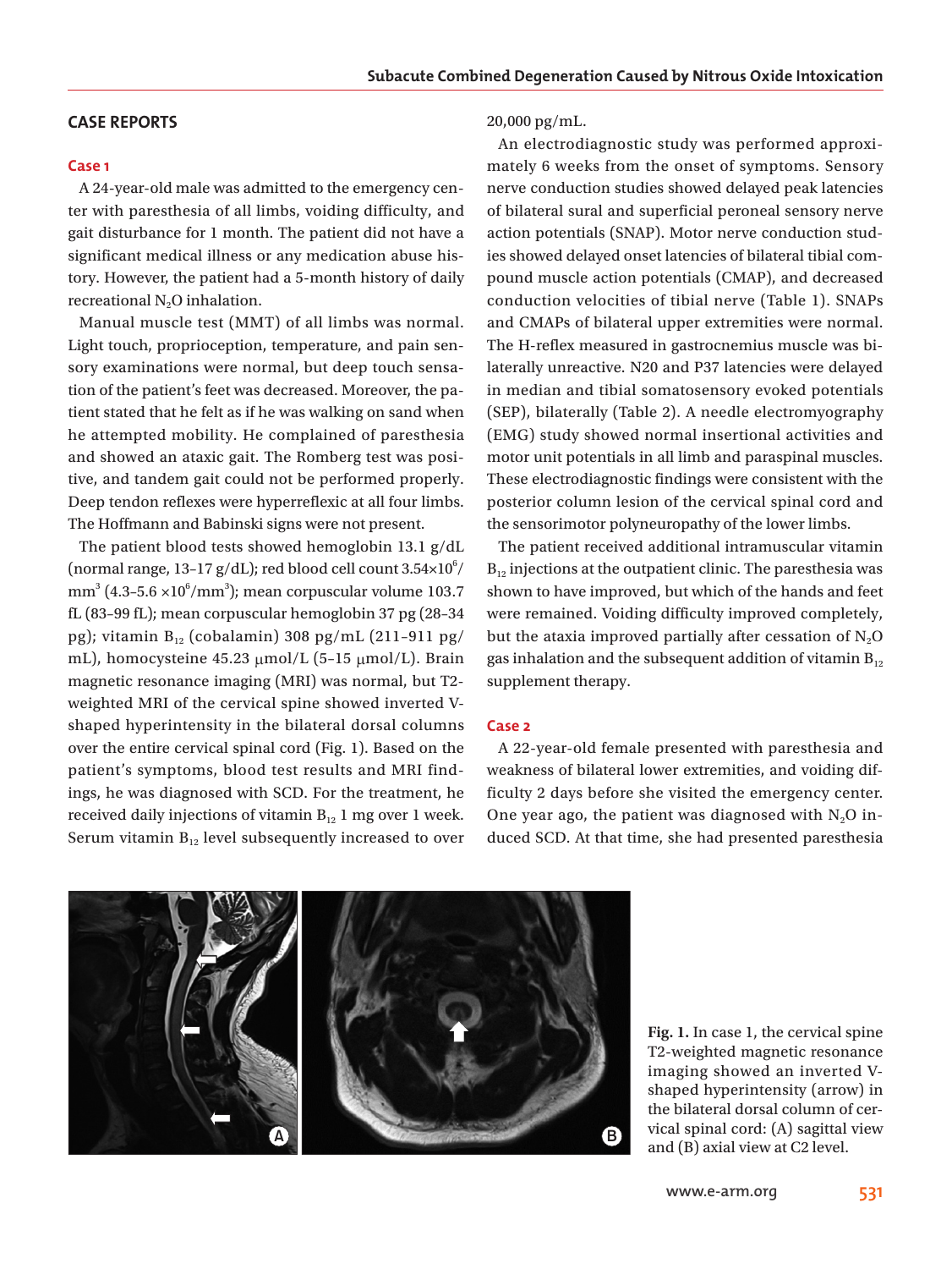## CASE REPORTS

### Case 1

A 24-year-old male was admitted to the emergency center with paresthesia of all limbs, voiding difficulty, and gait disturbance for 1 month. The patient did not have a significant medical illness or any medication abuse history. However, the patient had a 5-month history of daily recreational $N_2O$ inhalation.

Manual muscle test (MMT) of all limbs was normal. Light touch, proprioception, temperature, and pain sensory examinations were normal, but deep touch sensation of the patient's feet was decreased. Moreover, the patient stated that he felt as if he was walking on sand when he attempted mobility. He complained of paresthesia and showed an ataxic gait. The Romberg test was positive, and tandem gait could not be performed properly. Deep tendon reflexes were hyperreflexic at all four limbs. The Hoffmann and Babinski signs were not present.

The patient blood tests showed hemoglobin 13.1 g/dL (normal range, 13–17 g/dL); red blood cell count $3.54 \times 10^6$/mm$^3$ (4.3–5.6 $\times 10^6$/mm$^3$); mean corpuscular volume 103.7 fL (83–99 fL); mean corpuscular hemoglobin 37 pg (28–34 pg); vitamin $B_{12}$ (cobalamin) 308 pg/mL (211–911 pg/mL), homocysteine 45.23 μmol/L (5–15 μmol/L). Brain magnetic resonance imaging (MRI) was normal, but T2-weighted MRI of the cervical spine showed inverted V-shaped hyperintensity in the bilateral dorsal columns over the entire cervical spinal cord (Fig. 1). Based on the patient's symptoms, blood test results and MRI findings, he was diagnosed with SCD. For the treatment, he received daily injections of vitamin $B_{12}$ 1 mg over 1 week. Serum vitamin $B_{12}$ level subsequently increased to over 20,000 pg/mL.

An electrodiagnostic study was performed approximately 6 weeks from the onset of symptoms. Sensory nerve conduction studies showed delayed peak latencies of bilateral sural and superficial peroneal sensory nerve action potentials (SNAP). Motor nerve conduction studies showed delayed onset latencies of bilateral tibial compound muscle action potentials (CMAP), and decreased conduction velocities of tibial nerve (Table 1). SNAPs and CMAPs of bilateral upper extremities were normal. The H-reflex measured in gastrocnemius muscle was bilaterally unreactive. N20 and P37 latencies were delayed in median and tibial somatosensory evoked potentials (SEP), bilaterally (Table 2). A needle electromyography (EMG) study showed normal insertional activities and motor unit potentials in all limb and paraspinal muscles. These electrodiagnostic findings were consistent with the posterior column lesion of the cervical spinal cord and the sensorimotor polyneuropathy of the lower limbs.

The patient received additional intramuscular vitamin $B_{12}$ injections at the outpatient clinic. The paresthesia was shown to have improved, but which of the hands and feet were remained. Voiding difficulty improved completely, but the ataxia improved partially after cessation of $N_2O$ gas inhalation and the subsequent addition of vitamin $B_{12}$ supplement therapy.

### Case 2

A 22-year-old female presented with paresthesia and weakness of bilateral lower extremities, and voiding difficulty 2 days before she visited the emergency center. One year ago, the patient was diagnosed with $N_2O$ induced SCD. At that time, she had presented paresthesia

**Fig. 1.** In case 1, the cervical spine T2-weighted magnetic resonance imaging showed an inverted V-shaped hyperintensity (arrow) in the bilateral dorsal column of cervical spinal cord: (A) sagittal view and (B) axial view at C2 level.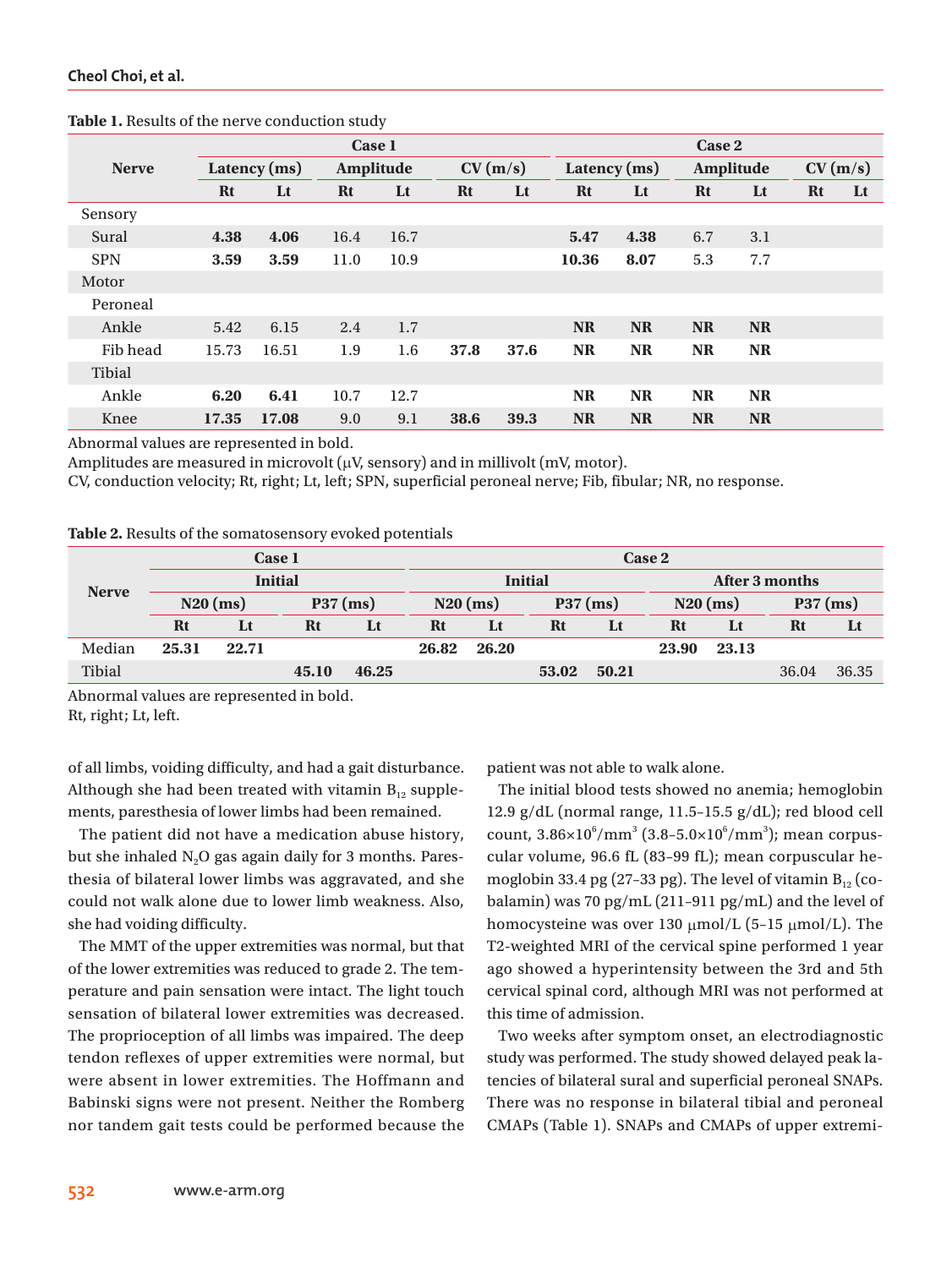**Table 1.** Results of the nerve conduction study

| Nerve | Case 1 | | | | | | Case 2 | | | | | |
|---|---|---|---|---|---|---|---|---|---|---|---|---|
| | Latency (ms) | | Amplitude | | CV (m/s) | | Latency (ms) | | Amplitude | | CV (m/s) | |
| | Rt | Lt | Rt | Lt | Rt | Lt | Rt | Lt | Rt | Lt | Rt | Lt |
| Sensory | | | | | | | | | | | | |
| Sural | **4.38** | **4.06** | 16.4 | 16.7 | | | **5.47** | **4.38** | 6.7 | 3.1 | | |
| SPN | **3.59** | **3.59** | 11.0 | 10.9 | | | **10.36** | **8.07** | 5.3 | 7.7 | | |
| Motor | | | | | | | | | | | | |
| Peroneal | | | | | | | | | | | | |
| Ankle | 5.42 | 6.15 | 2.4 | 1.7 | | | **NR** | **NR** | **NR** | **NR** | | |
| Fib head | 15.73 | 16.51 | 1.9 | 1.6 | **37.8** | **37.6** | **NR** | **NR** | **NR** | **NR** | | |
| Tibial | | | | | | | | | | | | |
| Ankle | **6.20** | **6.41** | 10.7 | 12.7 | | | **NR** | **NR** | **NR** | **NR** | | |
| Knee | **17.35** | **17.08** | 9.0 | 9.1 | **38.6** | **39.3** | **NR** | **NR** | **NR** | **NR** | | |

Abnormal values are represented in bold.
Amplitudes are measured in microvolt (μV, sensory) and in millivolt (mV, motor).
CV, conduction velocity; Rt, right; Lt, left; SPN, superficial peroneal nerve; Fib, fibular; NR, no response.

**Table 2.** Results of the somatosensory evoked potentials

| Nerve | Case 1 | | | | Case 2 | | | | | | | |
|---|---|---|---|---|---|---|---|---|---|---|---|---|
| | Initial | | | | Initial | | | | After 3 months | | | |
| | N20 (ms) | | P37 (ms) | | N20 (ms) | | P37 (ms) | | N20 (ms) | | P37 (ms) | |
| | Rt | Lt | Rt | Lt | Rt | Lt | Rt | Lt | Rt | Lt | Rt | Lt |
| Median | **25.31** | **22.71** | | | **26.82** | **26.20** | | | **23.90** | **23.13** | | |
| Tibial | | | **45.10** | **46.25** | | | **53.02** | **50.21** | | | 36.04 | 36.35 |

Abnormal values are represented in bold.
Rt, right; Lt, left.

of all limbs, voiding difficulty, and had a gait disturbance. Although she had been treated with vitamin $B_{12}$ supplements, paresthesia of lower limbs had been remained.

The patient did not have a medication abuse history, but she inhaled $N_2O$ gas again daily for 3 months. Paresthesia of bilateral lower limbs was aggravated, and she could not walk alone due to lower limb weakness. Also, she had voiding difficulty.

The MMT of the upper extremities was normal, but that of the lower extremities was reduced to grade 2. The temperature and pain sensation were intact. The light touch sensation of bilateral lower extremities was decreased. The proprioception of all limbs was impaired. The deep tendon reflexes of upper extremities were normal, but were absent in lower extremities. The Hoffmann and Babinski signs were not present. Neither the Romberg nor tandem gait tests could be performed because the patient was not able to walk alone.

The initial blood tests showed no anemia; hemoglobin 12.9 g/dL (normal range, 11.5–15.5 g/dL); red blood cell count, $3.86 \times 10^6/mm^3$ ($3.8–5.0 \times 10^6/mm^3$); mean corpuscular volume, 96.6 fL (83–99 fL); mean corpuscular hemoglobin 33.4 pg (27–33 pg). The level of vitamin $B_{12}$ (cobalamin) was 70 pg/mL (211–911 pg/mL) and the level of homocysteine was over 130 μmol/L (5–15 μmol/L). The T2-weighted MRI of the cervical spine performed 1 year ago showed a hyperintensity between the 3rd and 5th cervical spinal cord, although MRI was not performed at this time of admission.

Two weeks after symptom onset, an electrodiagnostic study was performed. The study showed delayed peak latencies of bilateral sural and superficial peroneal SNAPs. There was no response in bilateral tibial and peroneal CMAPs (Table 1). SNAPs and CMAPs of upper extremi-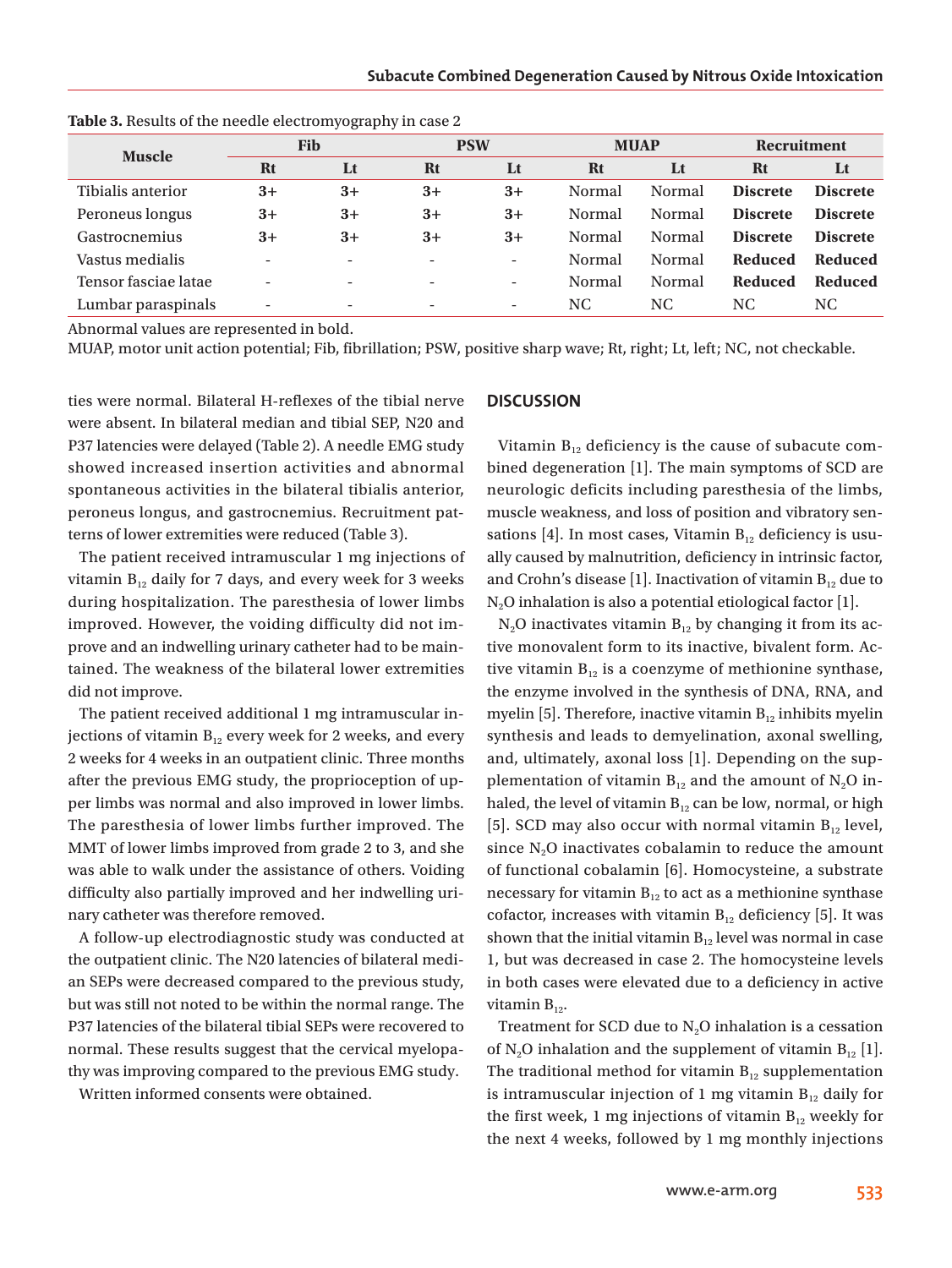**Table 3.** Results of the needle electromyography in case 2

| Muscle | Fib | | PSW | | MUAP | | Recruitment | |
|---|---|---|---|---|---|---|---|---|
| | Rt | Lt | Rt | Lt | Rt | Lt | Rt | Lt |
| Tibialis anterior | **3+** | **3+** | **3+** | **3+** | Normal | Normal | **Discrete** | **Discrete** |
| Peroneus longus | **3+** | **3+** | **3+** | **3+** | Normal | Normal | **Discrete** | **Discrete** |
| Gastrocnemius | **3+** | **3+** | **3+** | **3+** | Normal | Normal | **Discrete** | **Discrete** |
| Vastus medialis | - | - | - | - | Normal | Normal | **Reduced** | **Reduced** |
| Tensor fasciae latae | - | - | - | - | Normal | Normal | **Reduced** | **Reduced** |
| Lumbar paraspinals | - | - | - | - | NC | NC | NC | NC |

Abnormal values are represented in bold.
MUAP, motor unit action potential; Fib, fibrillation; PSW, positive sharp wave; Rt, right; Lt, left; NC, not checkable.

ties were normal. Bilateral H-reflexes of the tibial nerve were absent. In bilateral median and tibial SEP, N20 and P37 latencies were delayed (Table 2). A needle EMG study showed increased insertion activities and abnormal spontaneous activities in the bilateral tibialis anterior, peroneus longus, and gastrocnemius. Recruitment patterns of lower extremities were reduced (Table 3).

The patient received intramuscular 1 mg injections of vitamin $B_{12}$ daily for 7 days, and every week for 3 weeks during hospitalization. The paresthesia of lower limbs improved. However, the voiding difficulty did not improve and an indwelling urinary catheter had to be maintained. The weakness of the bilateral lower extremities did not improve.

The patient received additional 1 mg intramuscular injections of vitamin $B_{12}$ every week for 2 weeks, and every 2 weeks for 4 weeks in an outpatient clinic. Three months after the previous EMG study, the proprioception of upper limbs was normal and also improved in lower limbs. The paresthesia of lower limbs further improved. The MMT of lower limbs improved from grade 2 to 3, and she was able to walk under the assistance of others. Voiding difficulty also partially improved and her indwelling urinary catheter was therefore removed.

A follow-up electrodiagnostic study was conducted at the outpatient clinic. The N20 latencies of bilateral median SEPs were decreased compared to the previous study, but was still not noted to be within the normal range. The P37 latencies of the bilateral tibial SEPs were recovered to normal. These results suggest that the cervical myelopathy was improving compared to the previous EMG study.

Written informed consents were obtained.

## DISCUSSION

Vitamin $B_{12}$ deficiency is the cause of subacute combined degeneration [1]. The main symptoms of SCD are neurologic deficits including paresthesia of the limbs, muscle weakness, and loss of position and vibratory sensations [4]. In most cases, Vitamin $B_{12}$ deficiency is usually caused by malnutrition, deficiency in intrinsic factor, and Crohn's disease [1]. Inactivation of vitamin $B_{12}$ due to $N_2O$ inhalation is also a potential etiological factor [1].

$N_2O$ inactivates vitamin $B_{12}$ by changing it from its active monovalent form to its inactive, bivalent form. Active vitamin $B_{12}$ is a coenzyme of methionine synthase, the enzyme involved in the synthesis of DNA, RNA, and myelin [5]. Therefore, inactive vitamin $B_{12}$ inhibits myelin synthesis and leads to demyelination, axonal swelling, and, ultimately, axonal loss [1]. Depending on the supplementation of vitamin $B_{12}$ and the amount of $N_2O$ inhaled, the level of vitamin $B_{12}$ can be low, normal, or high [5]. SCD may also occur with normal vitamin $B_{12}$ level, since $N_2O$ inactivates cobalamin to reduce the amount of functional cobalamin [6]. Homocysteine, a substrate necessary for vitamin $B_{12}$ to act as a methionine synthase cofactor, increases with vitamin $B_{12}$ deficiency [5]. It was shown that the initial vitamin $B_{12}$ level was normal in case 1, but was decreased in case 2. The homocysteine levels in both cases were elevated due to a deficiency in active vitamin $B_{12}$.

Treatment for SCD due to $N_2O$ inhalation is a cessation of $N_2O$ inhalation and the supplement of vitamin $B_{12}$ [1]. The traditional method for vitamin $B_{12}$ supplementation is intramuscular injection of 1 mg vitamin $B_{12}$ daily for the first week, 1 mg injections of vitamin $B_{12}$ weekly for the next 4 weeks, followed by 1 mg monthly injections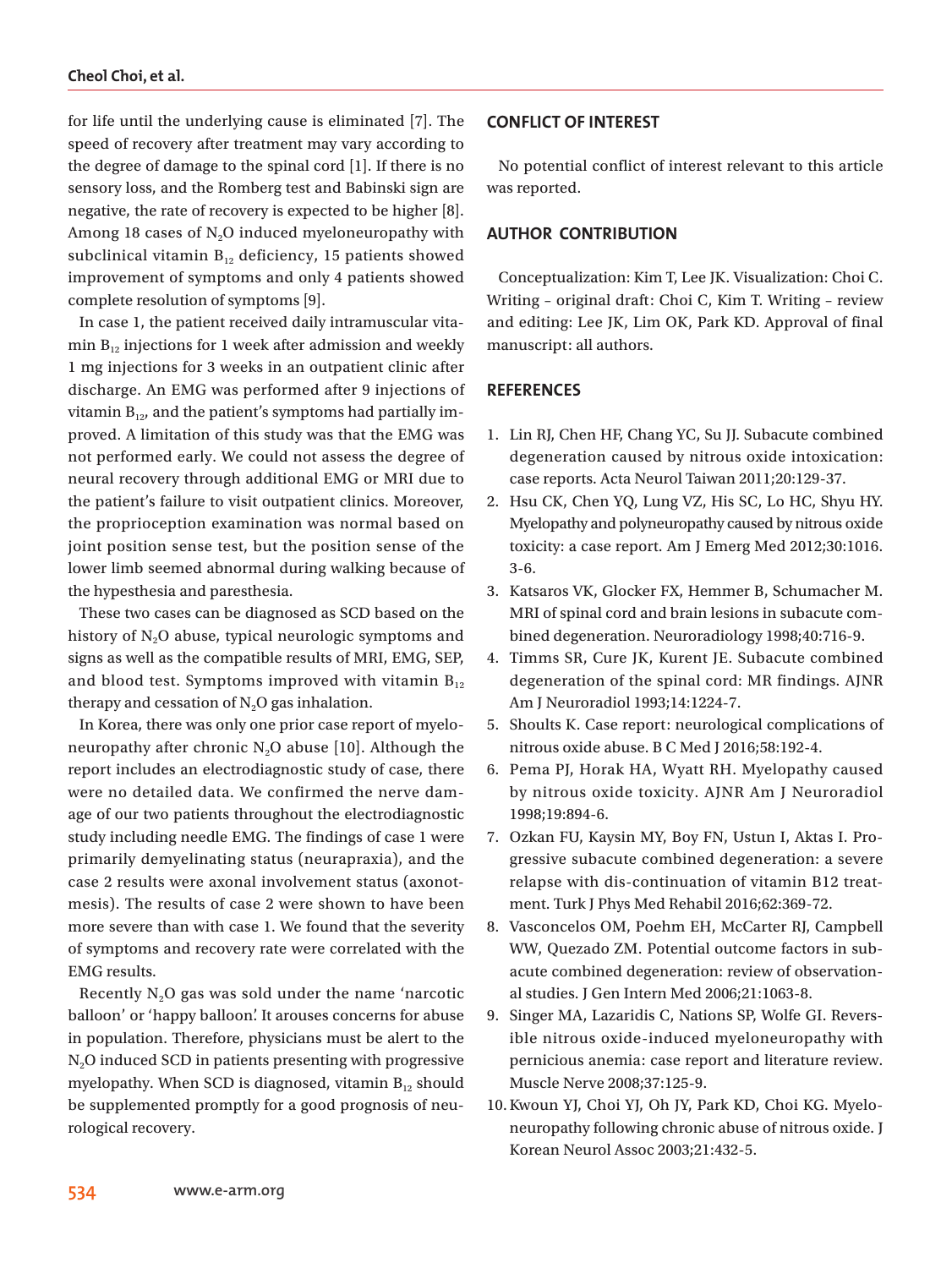for life until the underlying cause is eliminated [7]. The speed of recovery after treatment may vary according to the degree of damage to the spinal cord [1]. If there is no sensory loss, and the Romberg test and Babinski sign are negative, the rate of recovery is expected to be higher [8]. Among 18 cases of $N_2O$ induced myeloneuropathy with subclinical vitamin $B_{12}$ deficiency, 15 patients showed improvement of symptoms and only 4 patients showed complete resolution of symptoms [9].

In case 1, the patient received daily intramuscular vitamin $B_{12}$ injections for 1 week after admission and weekly 1 mg injections for 3 weeks in an outpatient clinic after discharge. An EMG was performed after 9 injections of vitamin $B_{12}$, and the patient's symptoms had partially improved. A limitation of this study was that the EMG was not performed early. We could not assess the degree of neural recovery through additional EMG or MRI due to the patient's failure to visit outpatient clinics. Moreover, the proprioception examination was normal based on joint position sense test, but the position sense of the lower limb seemed abnormal during walking because of the hypesthesia and paresthesia.

These two cases can be diagnosed as SCD based on the history of $N_2O$ abuse, typical neurologic symptoms and signs as well as the compatible results of MRI, EMG, SEP, and blood test. Symptoms improved with vitamin $B_{12}$ therapy and cessation of $N_2O$ gas inhalation.

In Korea, there was only one prior case report of myeloneuropathy after chronic $N_2O$ abuse [10]. Although the report includes an electrodiagnostic study of case, there were no detailed data. We confirmed the nerve damage of our two patients throughout the electrodiagnostic study including needle EMG. The findings of case 1 were primarily demyelinating status (neurapraxia), and the case 2 results were axonal involvement status (axonotmesis). The results of case 2 were shown to have been more severe than with case 1. We found that the severity of symptoms and recovery rate were correlated with the EMG results.

Recently $N_2O$ gas was sold under the name 'narcotic balloon' or 'happy balloon'. It arouses concerns for abuse in population. Therefore, physicians must be alert to the $N_2O$ induced SCD in patients presenting with progressive myelopathy. When SCD is diagnosed, vitamin $B_{12}$ should be supplemented promptly for a good prognosis of neurological recovery.

## CONFLICT OF INTEREST

No potential conflict of interest relevant to this article was reported.

## AUTHOR CONTRIBUTION

Conceptualization: Kim T, Lee JK. Visualization: Choi C. Writing – original draft: Choi C, Kim T. Writing – review and editing: Lee JK, Lim OK, Park KD. Approval of final manuscript: all authors.

## REFERENCES

1. Lin RJ, Chen HF, Chang YC, Su JJ. Subacute combined degeneration caused by nitrous oxide intoxication: case reports. Acta Neurol Taiwan 2011;20:129-37.
2. Hsu CK, Chen YQ, Lung VZ, His SC, Lo HC, Shyu HY. Myelopathy and polyneuropathy caused by nitrous oxide toxicity: a case report. Am J Emerg Med 2012;30:1016.3-6.
3. Katsaros VK, Glocker FX, Hemmer B, Schumacher M. MRI of spinal cord and brain lesions in subacute combined degeneration. Neuroradiology 1998;40:716-9.
4. Timms SR, Cure JK, Kurent JE. Subacute combined degeneration of the spinal cord: MR findings. AJNR Am J Neuroradiol 1993;14:1224-7.
5. Shoults K. Case report: neurological complications of nitrous oxide abuse. B C Med J 2016;58:192-4.
6. Pema PJ, Horak HA, Wyatt RH. Myelopathy caused by nitrous oxide toxicity. AJNR Am J Neuroradiol 1998;19:894-6.
7. Ozkan FU, Kaysin MY, Boy FN, Ustun I, Aktas I. Progressive subacute combined degeneration: a severe relapse with dis-continuation of vitamin B12 treatment. Turk J Phys Med Rehabil 2016;62:369-72.
8. Vasconcelos OM, Poehm EH, McCarter RJ, Campbell WW, Quezado ZM. Potential outcome factors in subacute combined degeneration: review of observational studies. J Gen Intern Med 2006;21:1063-8.
9. Singer MA, Lazaridis C, Nations SP, Wolfe GI. Reversible nitrous oxide-induced myeloneuropathy with pernicious anemia: case report and literature review. Muscle Nerve 2008;37:125-9.
10. Kwoun YJ, Choi YJ, Oh JY, Park KD, Choi KG. Myeloneuropathy following chronic abuse of nitrous oxide. J Korean Neurol Assoc 2003;21:432-5.